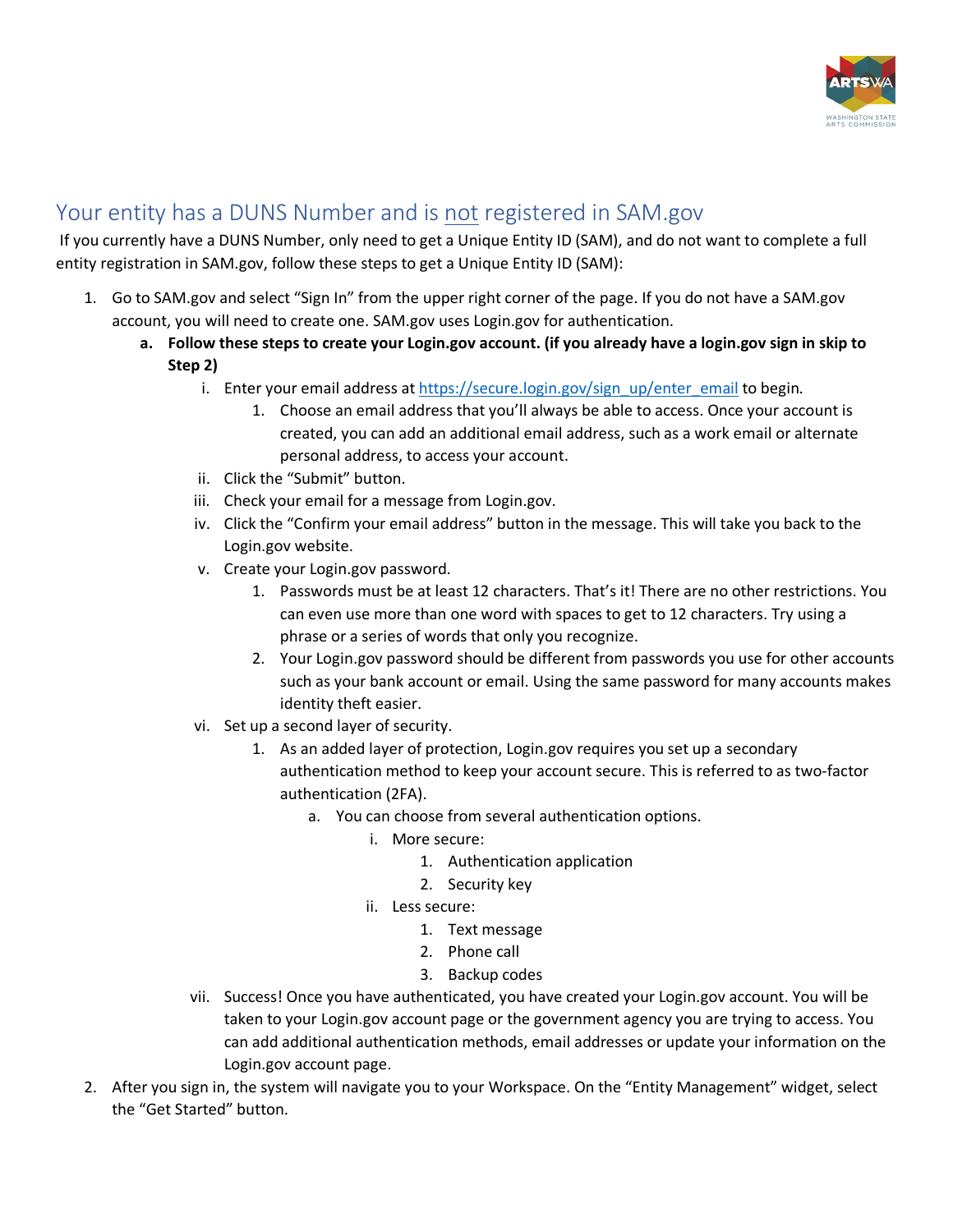## Your entity has a DUNS Number and is not registered in SAM.gov

If you currently have a DUNS Number, only need to get a Unique Entity ID (SAM), and do not want to complete a full entity registration in SAM.gov, follow these steps to get a Unique Entity ID (SAM):

1. Go to SAM.gov and select "Sign In" from the upper right corner of the page. If you do not have a SAM.gov account, you will need to create one. SAM.gov uses Login.gov for authentication.
    a. **Follow these steps to create your Login.gov account. (if you already have a login.gov sign in skip to Step 2)**
        i. Enter your email address at [https://secure.login.gov/sign_up/enter_email](https://secure.login.gov/sign_up/enter_email) to begin.
            1. Choose an email address that you'll always be able to access. Once your account is created, you can add an additional email address, such as a work email or alternate personal address, to access your account.
        ii. Click the "Submit" button.
        iii. Check your email for a message from Login.gov.
        iv. Click the "Confirm your email address" button in the message. This will take you back to the Login.gov website.
        v. Create your Login.gov password.
            1. Passwords must be at least 12 characters. That's it! There are no other restrictions. You can even use more than one word with spaces to get to 12 characters. Try using a phrase or a series of words that only you recognize.
            2. Your Login.gov password should be different from passwords you use for other accounts such as your bank account or email. Using the same password for many accounts makes identity theft easier.
        vi. Set up a second layer of security.
            1. As an added layer of protection, Login.gov requires you set up a secondary authentication method to keep your account secure. This is referred to as two-factor authentication (2FA).
                a. You can choose from several authentication options.
                    i. More secure:
                        1. Authentication application
                        2. Security key
                    ii. Less secure:
                        1. Text message
                        2. Phone call
                        3. Backup codes
        vii. Success! Once you have authenticated, you have created your Login.gov account. You will be taken to your Login.gov account page or the government agency you are trying to access. You can add additional authentication methods, email addresses or update your information on the Login.gov account page.
2. After you sign in, the system will navigate you to your Workspace. On the "Entity Management" widget, select the "Get Started" button.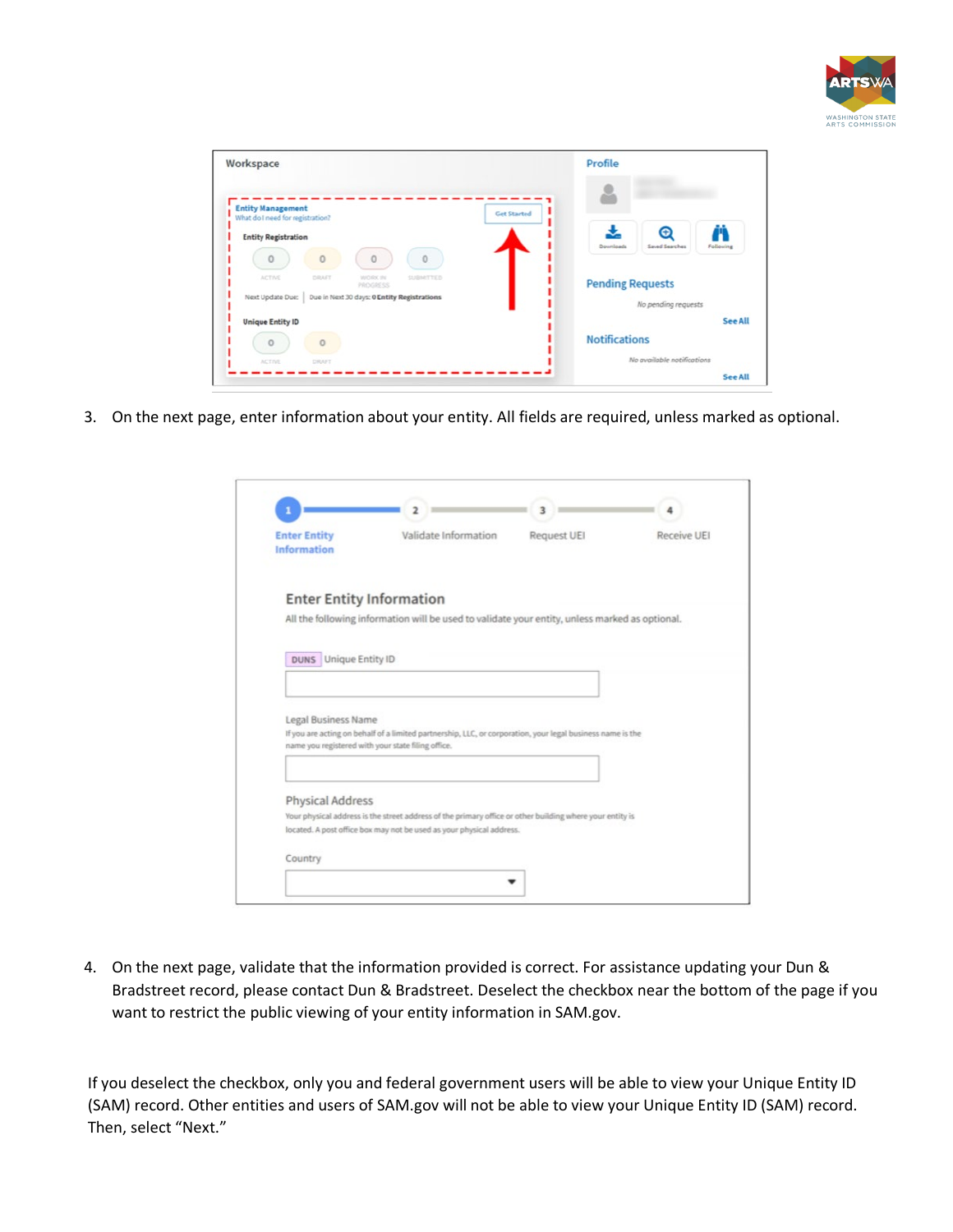3. On the next page, enter information about your entity. All fields are required, unless marked as optional.

4. On the next page, validate that the information provided is correct. For assistance updating your Dun & Bradstreet record, please contact Dun & Bradstreet. Deselect the checkbox near the bottom of the page if you want to restrict the public viewing of your entity information in SAM.gov.

If you deselect the checkbox, only you and federal government users will be able to view your Unique Entity ID (SAM) record. Other entities and users of SAM.gov will not be able to view your Unique Entity ID (SAM) record. Then, select "Next."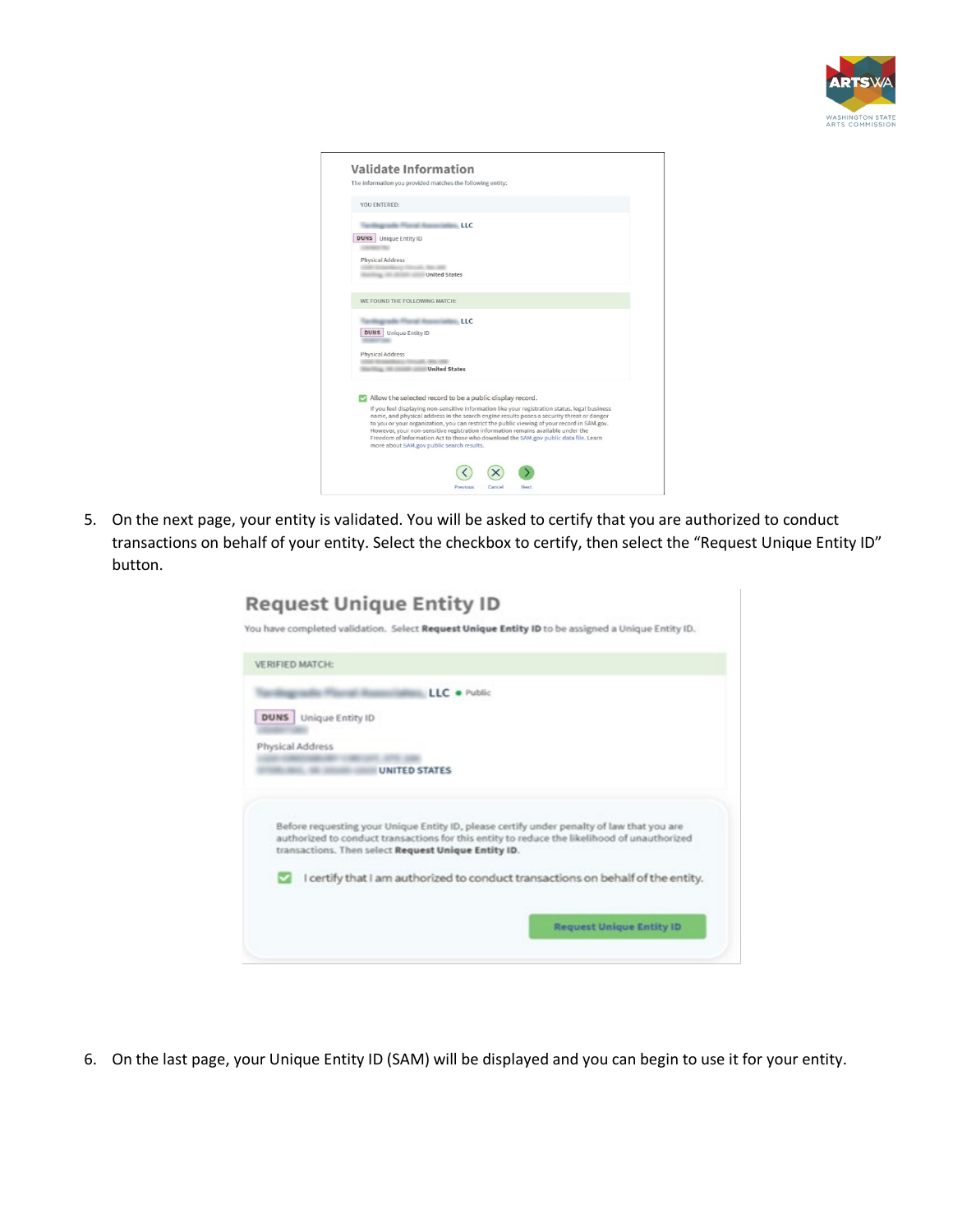5. On the next page, your entity is validated. You will be asked to certify that you are authorized to conduct transactions on behalf of your entity. Select the checkbox to certify, then select the "Request Unique Entity ID" button.

6. On the last page, your Unique Entity ID (SAM) will be displayed and you can begin to use it for your entity.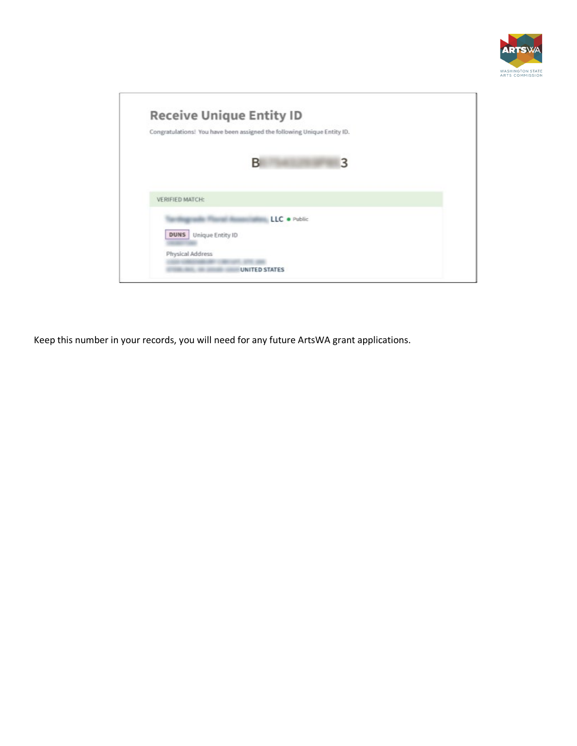## Receive Unique Entity ID

Congratulations! You have been assigned the following Unique Entity ID.

VERIFIED MATCH:

LLC ● Public

DUNS Unique Entity ID

Physical Address

UNITED STATES

Keep this number in your records, you will need for any future ArtsWA grant applications.